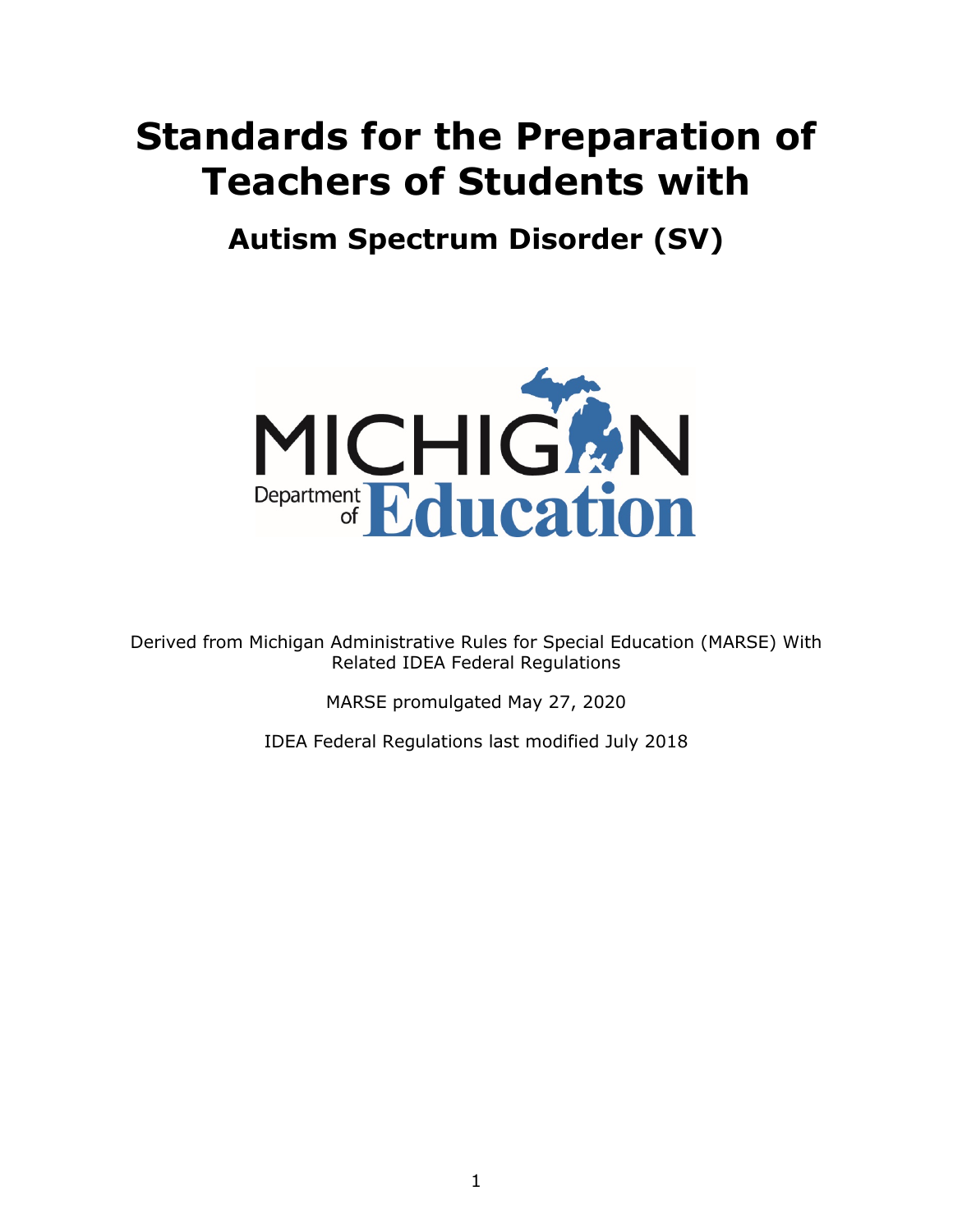# Standards for the Preparation of Teachers of Students with

## Autism Spectrum Disorder (SV)

MICHIGAN Department of Education

Derived from Michigan Administrative Rules for Special Education (MARSE) With Related IDEA Federal Regulations

MARSE promulgated May 27, 2020

IDEA Federal Regulations last modified July 2018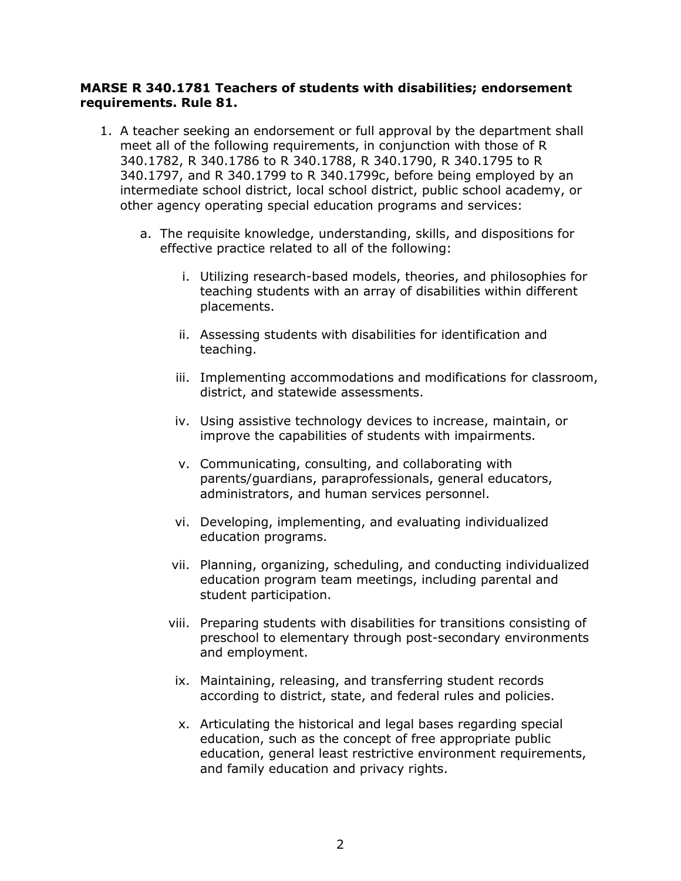**MARSE R 340.1781 Teachers of students with disabilities; endorsement requirements. Rule 81.**

1. A teacher seeking an endorsement or full approval by the department shall meet all of the following requirements, in conjunction with those of R 340.1782, R 340.1786 to R 340.1788, R 340.1790, R 340.1795 to R 340.1797, and R 340.1799 to R 340.1799c, before being employed by an intermediate school district, local school district, public school academy, or other agency operating special education programs and services:

   a. The requisite knowledge, understanding, skills, and dispositions for effective practice related to all of the following:

      i. Utilizing research-based models, theories, and philosophies for teaching students with an array of disabilities within different placements.

      ii. Assessing students with disabilities for identification and teaching.

      iii. Implementing accommodations and modifications for classroom, district, and statewide assessments.

      iv. Using assistive technology devices to increase, maintain, or improve the capabilities of students with impairments.

      v. Communicating, consulting, and collaborating with parents/guardians, paraprofessionals, general educators, administrators, and human services personnel.

      vi. Developing, implementing, and evaluating individualized education programs.

      vii. Planning, organizing, scheduling, and conducting individualized education program team meetings, including parental and student participation.

      viii. Preparing students with disabilities for transitions consisting of preschool to elementary through post-secondary environments and employment.

      ix. Maintaining, releasing, and transferring student records according to district, state, and federal rules and policies.

      x. Articulating the historical and legal bases regarding special education, such as the concept of free appropriate public education, general least restrictive environment requirements, and family education and privacy rights.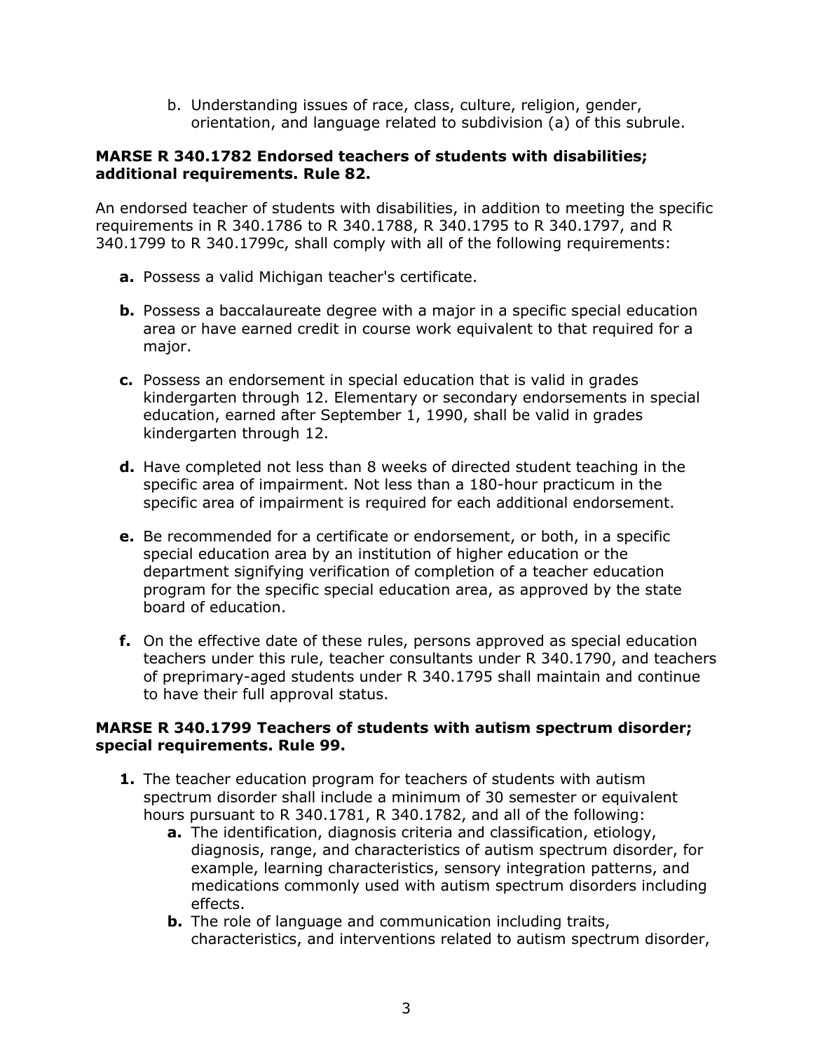b. Understanding issues of race, class, culture, religion, gender, orientation, and language related to subdivision (a) of this subrule.

**MARSE R 340.1782 Endorsed teachers of students with disabilities; additional requirements. Rule 82.**

An endorsed teacher of students with disabilities, in addition to meeting the specific requirements in R 340.1786 to R 340.1788, R 340.1795 to R 340.1797, and R 340.1799 to R 340.1799c, shall comply with all of the following requirements:

- **a.** Possess a valid Michigan teacher's certificate.
- **b.** Possess a baccalaureate degree with a major in a specific special education area or have earned credit in course work equivalent to that required for a major.
- **c.** Possess an endorsement in special education that is valid in grades kindergarten through 12. Elementary or secondary endorsements in special education, earned after September 1, 1990, shall be valid in grades kindergarten through 12.
- **d.** Have completed not less than 8 weeks of directed student teaching in the specific area of impairment. Not less than a 180-hour practicum in the specific area of impairment is required for each additional endorsement.
- **e.** Be recommended for a certificate or endorsement, or both, in a specific special education area by an institution of higher education or the department signifying verification of completion of a teacher education program for the specific special education area, as approved by the state board of education.
- **f.** On the effective date of these rules, persons approved as special education teachers under this rule, teacher consultants under R 340.1790, and teachers of preprimary-aged students under R 340.1795 shall maintain and continue to have their full approval status.

**MARSE R 340.1799 Teachers of students with autism spectrum disorder; special requirements. Rule 99.**

1. The teacher education program for teachers of students with autism spectrum disorder shall include a minimum of 30 semester or equivalent hours pursuant to R 340.1781, R 340.1782, and all of the following:
   - **a.** The identification, diagnosis criteria and classification, etiology, diagnosis, range, and characteristics of autism spectrum disorder, for example, learning characteristics, sensory integration patterns, and medications commonly used with autism spectrum disorders including effects.
   - **b.** The role of language and communication including traits, characteristics, and interventions related to autism spectrum disorder,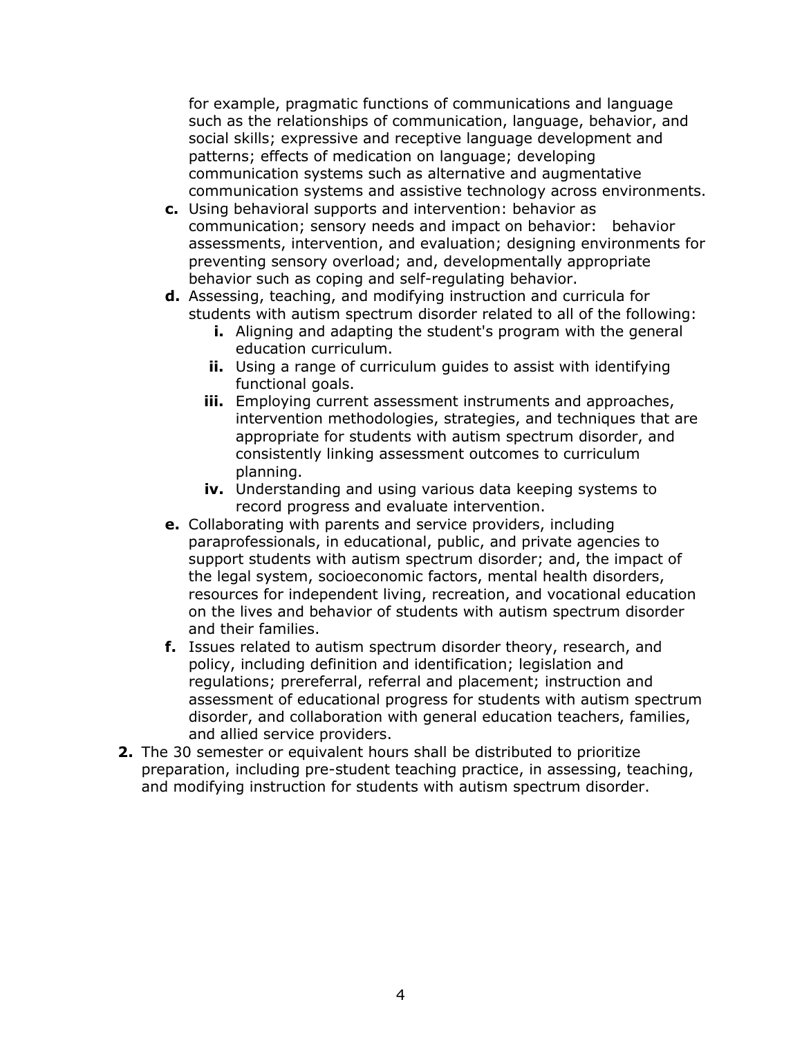for example, pragmatic functions of communications and language such as the relationships of communication, language, behavior, and social skills; expressive and receptive language development and patterns; effects of medication on language; developing communication systems such as alternative and augmentative communication systems and assistive technology across environments.

   **c.** Using behavioral supports and intervention: behavior as communication; sensory needs and impact on behavior: behavior assessments, intervention, and evaluation; designing environments for preventing sensory overload; and, developmentally appropriate behavior such as coping and self-regulating behavior.

   **d.** Assessing, teaching, and modifying instruction and curricula for students with autism spectrum disorder related to all of the following:

      **i.** Aligning and adapting the student's program with the general education curriculum.

      **ii.** Using a range of curriculum guides to assist with identifying functional goals.

      **iii.** Employing current assessment instruments and approaches, intervention methodologies, strategies, and techniques that are appropriate for students with autism spectrum disorder, and consistently linking assessment outcomes to curriculum planning.

      **iv.** Understanding and using various data keeping systems to record progress and evaluate intervention.

   **e.** Collaborating with parents and service providers, including paraprofessionals, in educational, public, and private agencies to support students with autism spectrum disorder; and, the impact of the legal system, socioeconomic factors, mental health disorders, resources for independent living, recreation, and vocational education on the lives and behavior of students with autism spectrum disorder and their families.

   **f.** Issues related to autism spectrum disorder theory, research, and policy, including definition and identification; legislation and regulations; prereferral, referral and placement; instruction and assessment of educational progress for students with autism spectrum disorder, and collaboration with general education teachers, families, and allied service providers.

**2.** The 30 semester or equivalent hours shall be distributed to prioritize preparation, including pre-student teaching practice, in assessing, teaching, and modifying instruction for students with autism spectrum disorder.